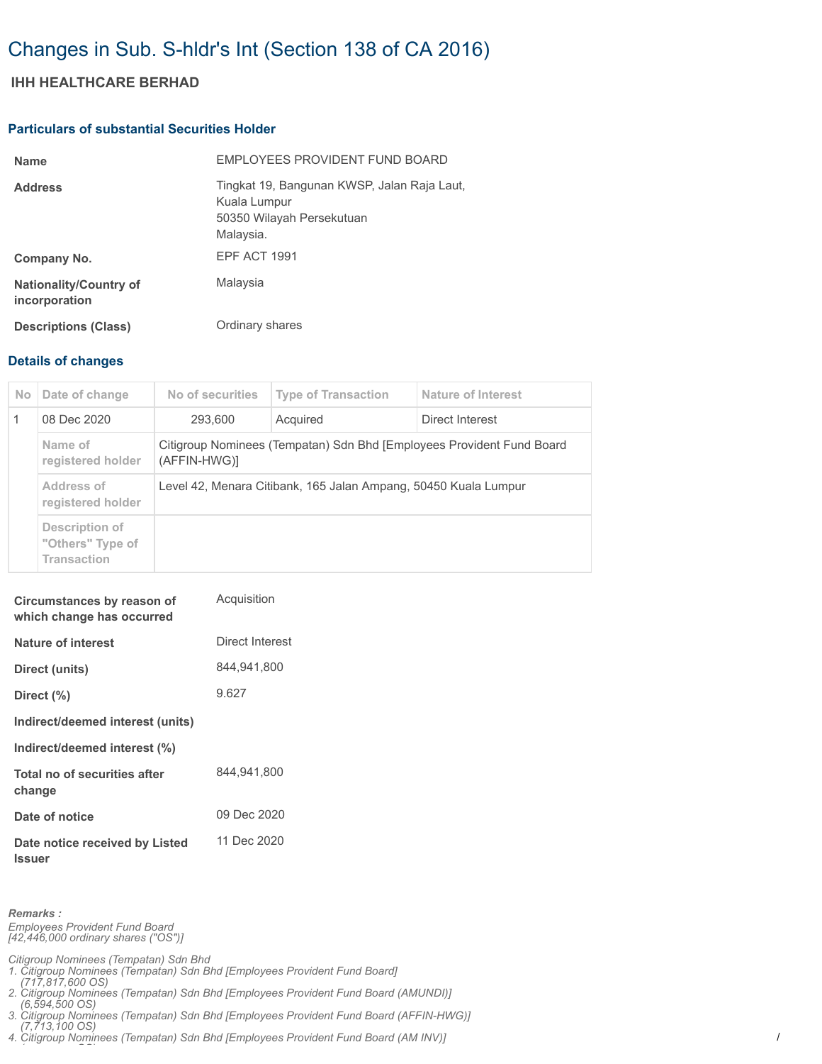# Changes in Sub. S-hldr's Int (Section 138 of CA 2016)

## IHH HEALTHCARE BERHAD

### Particulars of substantial Securities Holder

| | |
|---|---|
| **Name** | EMPLOYEES PROVIDENT FUND BOARD |
| **Address** | Tingkat 19, Bangunan KWSP, Jalan Raja Laut, Kuala Lumpur 50350 Wilayah Persekutuan Malaysia. |
| **Company No.** | EPF ACT 1991 |
| **Nationality/Country of incorporation** | Malaysia |
| **Descriptions (Class)** | Ordinary shares |

### Details of changes

| No | Date of change | No of securities | Type of Transaction | Nature of Interest |
|---|---|---|---|---|
| 1 | 08 Dec 2020 | 293,600 | Acquired | Direct Interest |
| | Name of registered holder | Citigroup Nominees (Tempatan) Sdn Bhd [Employees Provident Fund Board (AFFIN-HWG)] | | |
| | Address of registered holder | Level 42, Menara Citibank, 165 Jalan Ampang, 50450 Kuala Lumpur | | |
| | Description of "Others" Type of Transaction | | | |

| | |
|---|---|
| **Circumstances by reason of which change has occurred** | Acquisition |
| **Nature of interest** | Direct Interest |
| **Direct (units)** | 844,941,800 |
| **Direct (%)** | 9.627 |
| **Indirect/deemed interest (units)** | |
| **Indirect/deemed interest (%)** | |
| **Total no of securities after change** | 844,941,800 |
| **Date of notice** | 09 Dec 2020 |
| **Date notice received by Listed Issuer** | 11 Dec 2020 |

***Remarks :***

*Employees Provident Fund Board*
*[42,446,000 ordinary shares ("OS")]*

*Citigroup Nominees (Tempatan) Sdn Bhd*
1. *Citigroup Nominees (Tempatan) Sdn Bhd [Employees Provident Fund Board] (717,817,600 OS)*
2. *Citigroup Nominees (Tempatan) Sdn Bhd [Employees Provident Fund Board (AMUNDI)] (6,594,500 OS)*
3. *Citigroup Nominees (Tempatan) Sdn Bhd [Employees Provident Fund Board (AFFIN-HWG)] (7,713,100 OS)*
4. *Citigroup Nominees (Tempatan) Sdn Bhd [Employees Provident Fund Board (AM INV)]*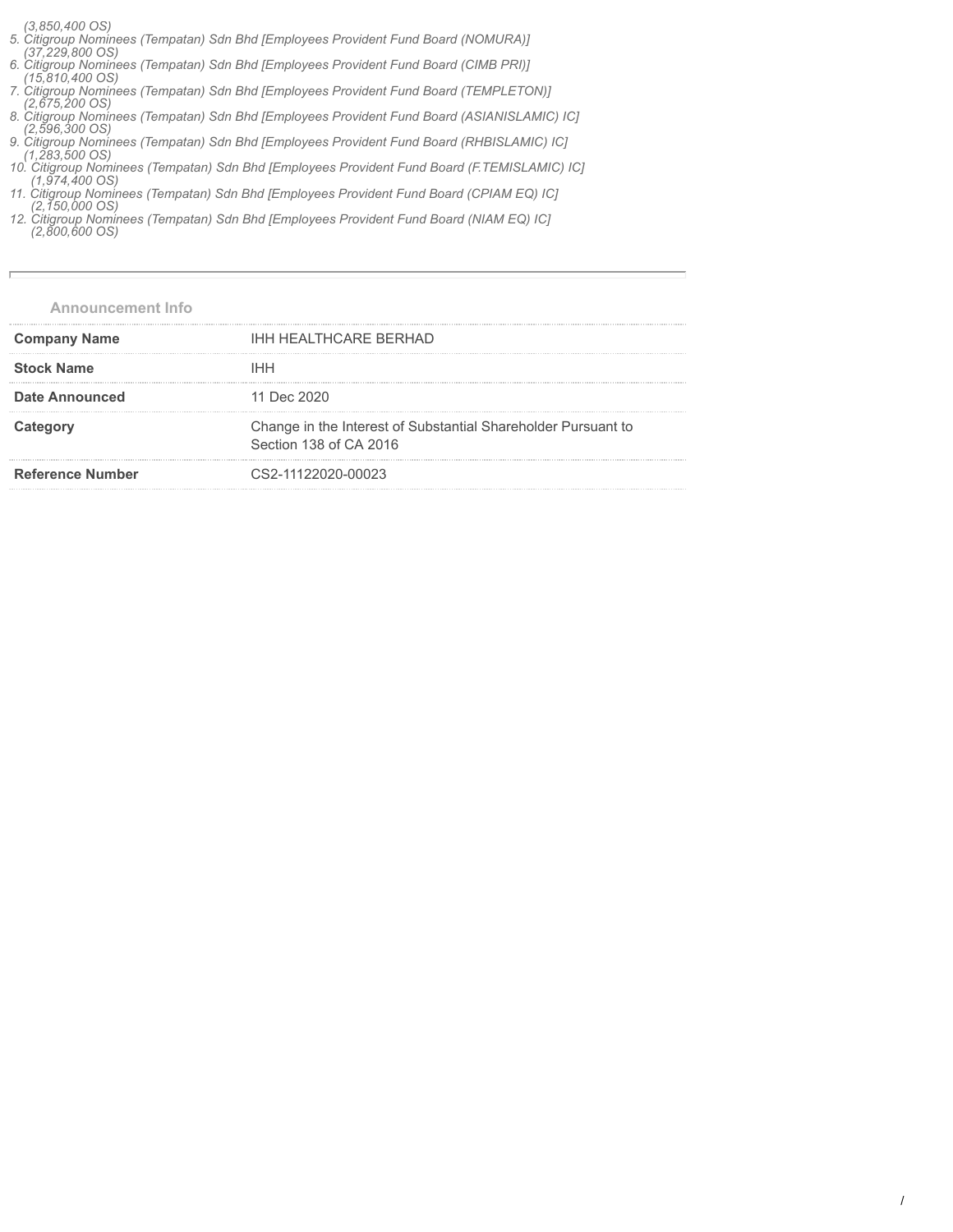*(3,850,400 OS)*

*5. Citigroup Nominees (Tempatan) Sdn Bhd [Employees Provident Fund Board (NOMURA)] (37,229,800 OS)*

*6. Citigroup Nominees (Tempatan) Sdn Bhd [Employees Provident Fund Board (CIMB PRI)] (15,810,400 OS)*

*7. Citigroup Nominees (Tempatan) Sdn Bhd [Employees Provident Fund Board (TEMPLETON)] (2,675,200 OS)*

*8. Citigroup Nominees (Tempatan) Sdn Bhd [Employees Provident Fund Board (ASIANISLAMIC) IC] (2,596,300 OS)*

*9. Citigroup Nominees (Tempatan) Sdn Bhd [Employees Provident Fund Board (RHBISLAMIC) IC] (1,283,500 OS)*

*10. Citigroup Nominees (Tempatan) Sdn Bhd [Employees Provident Fund Board (F.TEMISLAMIC) IC] (1,974,400 OS)*

*11. Citigroup Nominees (Tempatan) Sdn Bhd [Employees Provident Fund Board (CPIAM EQ) IC] (2,150,000 OS)*

*12. Citigroup Nominees (Tempatan) Sdn Bhd [Employees Provident Fund Board (NIAM EQ) IC] (2,800,600 OS)*

### Announcement Info

| | |
|---|---|
| **Company Name** | IHH HEALTHCARE BERHAD |
| **Stock Name** | IHH |
| **Date Announced** | 11 Dec 2020 |
| **Category** | Change in the Interest of Substantial Shareholder Pursuant to Section 138 of CA 2016 |
| **Reference Number** | CS2-11122020-00023 |